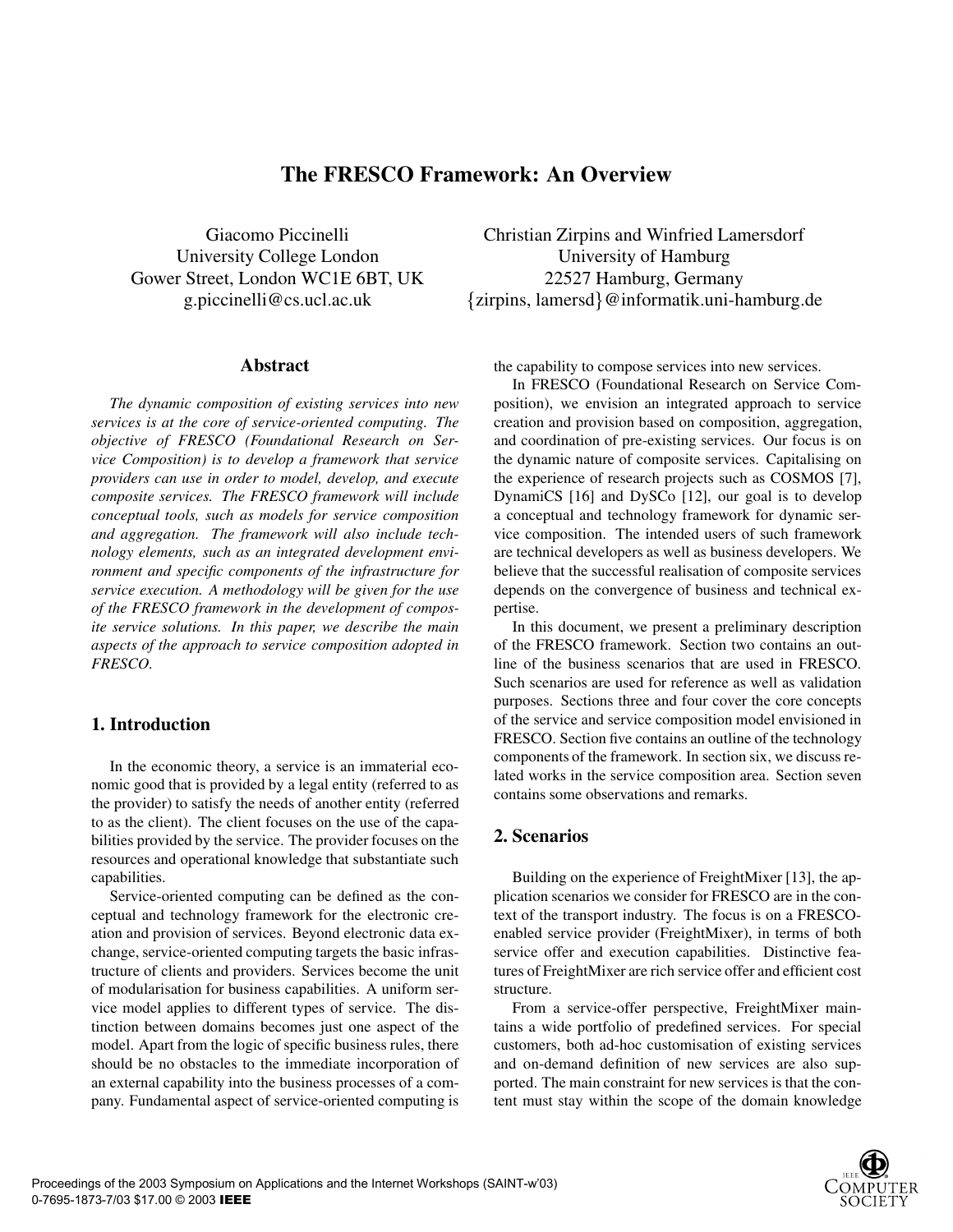# The FRESCO Framework: An Overview

Giacomo Piccinelli
University College London
Gower Street, London WC1E 6BT, UK
g.piccinelli@cs.ucl.ac.uk

Christian Zirpins and Winfried Lamersdorf
University of Hamburg
22527 Hamburg, Germany
{zirpins, lamersd}@informatik.uni-hamburg.de

## Abstract

*The dynamic composition of existing services into new services is at the core of service-oriented computing. The objective of FRESCO (Foundational Research on Service Composition) is to develop a framework that service providers can use in order to model, develop, and execute composite services. The FRESCO framework will include conceptual tools, such as models for service composition and aggregation. The framework will also include technology elements, such as an integrated development environment and specific components of the infrastructure for service execution. A methodology will be given for the use of the FRESCO framework in the development of composite service solutions. In this paper, we describe the main aspects of the approach to service composition adopted in FRESCO.*

## 1. Introduction

In the economic theory, a service is an immaterial economic good that is provided by a legal entity (referred to as the provider) to satisfy the needs of another entity (referred to as the client). The client focuses on the use of the capabilities provided by the service. The provider focuses on the resources and operational knowledge that substantiate such capabilities.

Service-oriented computing can be defined as the conceptual and technology framework for the electronic creation and provision of services. Beyond electronic data exchange, service-oriented computing targets the basic infrastructure of clients and providers. Services become the unit of modularisation for business capabilities. A uniform service model applies to different types of service. The distinction between domains becomes just one aspect of the model. Apart from the logic of specific business rules, there should be no obstacles to the immediate incorporation of an external capability into the business processes of a company. Fundamental aspect of service-oriented computing is the capability to compose services into new services.

In FRESCO (Foundational Research on Service Composition), we envision an integrated approach to service creation and provision based on composition, aggregation, and coordination of pre-existing services. Our focus is on the dynamic nature of composite services. Capitalising on the experience of research projects such as COSMOS [7], DynamiCS [16] and DySCo [12], our goal is to develop a conceptual and technology framework for dynamic service composition. The intended users of such framework are technical developers as well as business developers. We believe that the successful realisation of composite services depends on the convergence of business and technical expertise.

In this document, we present a preliminary description of the FRESCO framework. Section two contains an outline of the business scenarios that are used in FRESCO. Such scenarios are used for reference as well as validation purposes. Sections three and four cover the core concepts of the service and service composition model envisioned in FRESCO. Section five contains an outline of the technology components of the framework. In section six, we discuss related works in the service composition area. Section seven contains some observations and remarks.

## 2. Scenarios

Building on the experience of FreightMixer [13], the application scenarios we consider for FRESCO are in the context of the transport industry. The focus is on a FRESCO-enabled service provider (FreightMixer), in terms of both service offer and execution capabilities. Distinctive features of FreightMixer are rich service offer and efficient cost structure.

From a service-offer perspective, FreightMixer maintains a wide portfolio of predefined services. For special customers, both ad-hoc customisation of existing services and on-demand definition of new services are also supported. The main constraint for new services is that the content must stay within the scope of the domain knowledge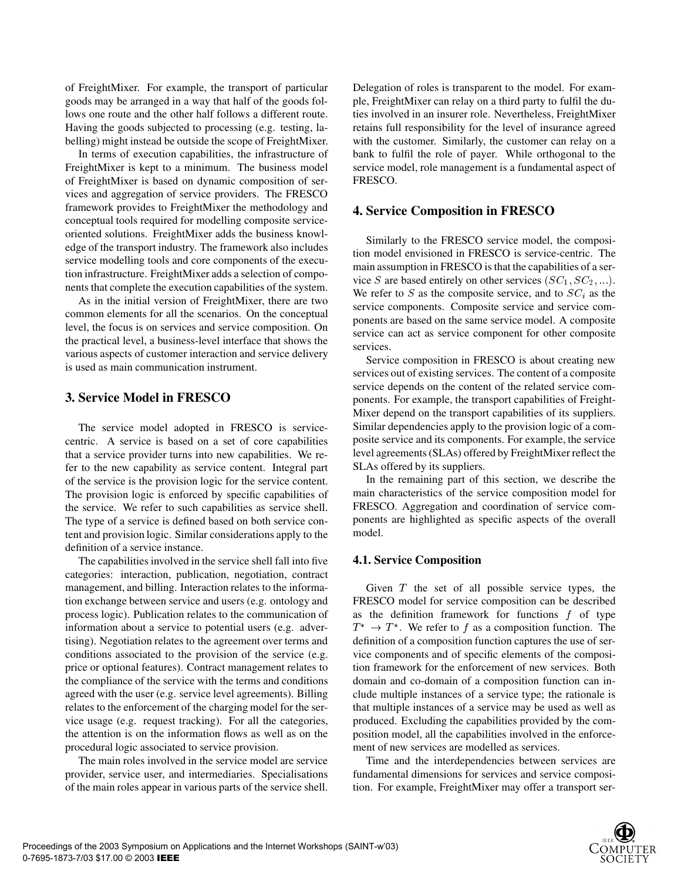of FreightMixer. For example, the transport of particular goods may be arranged in a way that half of the goods follows one route and the other half follows a different route. Having the goods subjected to processing (e.g. testing, labelling) might instead be outside the scope of FreightMixer.

In terms of execution capabilities, the infrastructure of FreightMixer is kept to a minimum. The business model of FreightMixer is based on dynamic composition of services and aggregation of service providers. The FRESCO framework provides to FreightMixer the methodology and conceptual tools required for modelling composite service-oriented solutions. FreightMixer adds the business knowledge of the transport industry. The framework also includes service modelling tools and core components of the execution infrastructure. FreightMixer adds a selection of components that complete the execution capabilities of the system.

As in the initial version of FreightMixer, there are two common elements for all the scenarios. On the conceptual level, the focus is on services and service composition. On the practical level, a business-level interface that shows the various aspects of customer interaction and service delivery is used as main communication instrument.

## 3. Service Model in FRESCO

The service model adopted in FRESCO is service-centric. A service is based on a set of core capabilities that a service provider turns into new capabilities. We refer to the new capability as service content. Integral part of the service is the provision logic for the service content. The provision logic is enforced by specific capabilities of the service. We refer to such capabilities as service shell. The type of a service is defined based on both service content and provision logic. Similar considerations apply to the definition of a service instance.

The capabilities involved in the service shell fall into five categories: interaction, publication, negotiation, contract management, and billing. Interaction relates to the information exchange between service and users (e.g. ontology and process logic). Publication relates to the communication of information about a service to potential users (e.g. advertising). Negotiation relates to the agreement over terms and conditions associated to the provision of the service (e.g. price or optional features). Contract management relates to the compliance of the service with the terms and conditions agreed with the user (e.g. service level agreements). Billing relates to the enforcement of the charging model for the service usage (e.g. request tracking). For all the categories, the attention is on the information flows as well as on the procedural logic associated to service provision.

The main roles involved in the service model are service provider, service user, and intermediaries. Specialisations of the main roles appear in various parts of the service shell. Delegation of roles is transparent to the model. For example, FreightMixer can relay on a third party to fulfil the duties involved in an insurer role. Nevertheless, FreightMixer retains full responsibility for the level of insurance agreed with the customer. Similarly, the customer can relay on a bank to fulfil the role of payer. While orthogonal to the service model, role management is a fundamental aspect of FRESCO.

## 4. Service Composition in FRESCO

Similarly to the FRESCO service model, the composition model envisioned in FRESCO is service-centric. The main assumption in FRESCO is that the capabilities of a service $S$ are based entirely on other services $(SC_1, SC_2, ...)$. We refer to $S$ as the composite service, and to $SC_i$ as the service components. Composite service and service components are based on the same service model. A composite service can act as service component for other composite services.

Service composition in FRESCO is about creating new services out of existing services. The content of a composite service depends on the content of the related service components. For example, the transport capabilities of FreightMixer depend on the transport capabilities of its suppliers. Similar dependencies apply to the provision logic of a composite service and its components. For example, the service level agreements (SLAs) offered by FreightMixer reflect the SLAs offered by its suppliers.

In the remaining part of this section, we describe the main characteristics of the service composition model for FRESCO. Aggregation and coordination of service components are highlighted as specific aspects of the overall model.

### 4.1. Service Composition

Given $T$ the set of all possible service types, the FRESCO model for service composition can be described as the definition framework for functions $f$ of type $T^* \rightarrow T^*$. We refer to $f$ as a composition function. The definition of a composition function captures the use of service components and of specific elements of the composition framework for the enforcement of new services. Both domain and co-domain of a composition function can include multiple instances of a service type; the rationale is that multiple instances of a service may be used as well as produced. Excluding the capabilities provided by the composition model, all the capabilities involved in the enforcement of new services are modelled as services.

Time and the interdependencies between services are fundamental dimensions for services and service composition. For example, FreightMixer may offer a transport ser-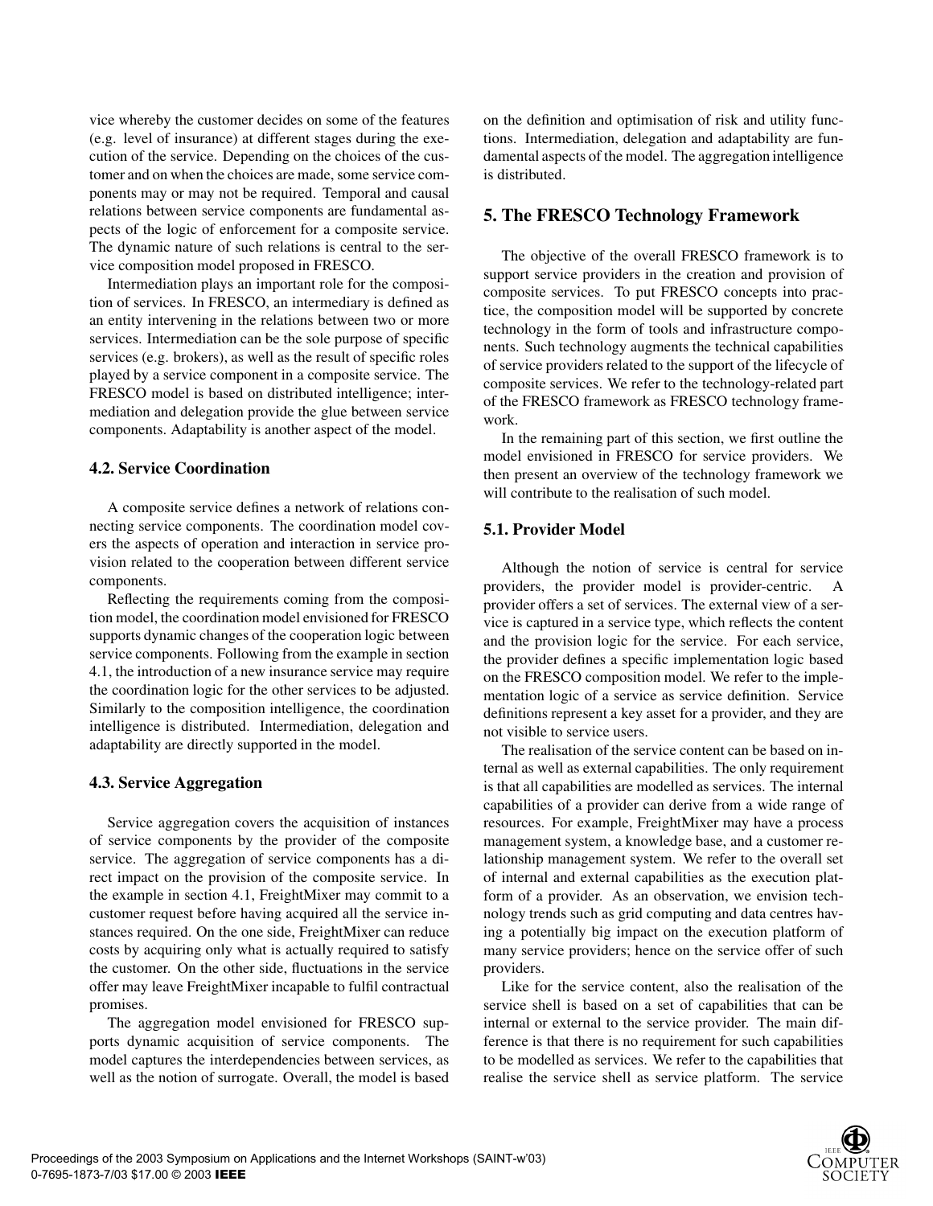vice whereby the customer decides on some of the features (e.g. level of insurance) at different stages during the execution of the service. Depending on the choices of the customer and on when the choices are made, some service components may or may not be required. Temporal and causal relations between service components are fundamental aspects of the logic of enforcement for a composite service. The dynamic nature of such relations is central to the service composition model proposed in FRESCO.

Intermediation plays an important role for the composition of services. In FRESCO, an intermediary is defined as an entity intervening in the relations between two or more services. Intermediation can be the sole purpose of specific services (e.g. brokers), as well as the result of specific roles played by a service component in a composite service. The FRESCO model is based on distributed intelligence; intermediation and delegation provide the glue between service components. Adaptability is another aspect of the model.

### 4.2. Service Coordination

A composite service defines a network of relations connecting service components. The coordination model covers the aspects of operation and interaction in service provision related to the cooperation between different service components.

Reflecting the requirements coming from the composition model, the coordination model envisioned for FRESCO supports dynamic changes of the cooperation logic between service components. Following from the example in section 4.1, the introduction of a new insurance service may require the coordination logic for the other services to be adjusted. Similarly to the composition intelligence, the coordination intelligence is distributed. Intermediation, delegation and adaptability are directly supported in the model.

### 4.3. Service Aggregation

Service aggregation covers the acquisition of instances of service components by the provider of the composite service. The aggregation of service components has a direct impact on the provision of the composite service. In the example in section 4.1, FreightMixer may commit to a customer request before having acquired all the service instances required. On the one side, FreightMixer can reduce costs by acquiring only what is actually required to satisfy the customer. On the other side, fluctuations in the service offer may leave FreightMixer incapable to fulfil contractual promises.

The aggregation model envisioned for FRESCO supports dynamic acquisition of service components. The model captures the interdependencies between services, as well as the notion of surrogate. Overall, the model is based on the definition and optimisation of risk and utility functions. Intermediation, delegation and adaptability are fundamental aspects of the model. The aggregation intelligence is distributed.

## 5. The FRESCO Technology Framework

The objective of the overall FRESCO framework is to support service providers in the creation and provision of composite services. To put FRESCO concepts into practice, the composition model will be supported by concrete technology in the form of tools and infrastructure components. Such technology augments the technical capabilities of service providers related to the support of the lifecycle of composite services. We refer to the technology-related part of the FRESCO framework as FRESCO technology framework.

In the remaining part of this section, we first outline the model envisioned in FRESCO for service providers. We then present an overview of the technology framework we will contribute to the realisation of such model.

### 5.1. Provider Model

Although the notion of service is central for service providers, the provider model is provider-centric. A provider offers a set of services. The external view of a service is captured in a service type, which reflects the content and the provision logic for the service. For each service, the provider defines a specific implementation logic based on the FRESCO composition model. We refer to the implementation logic of a service as service definition. Service definitions represent a key asset for a provider, and they are not visible to service users.

The realisation of the service content can be based on internal as well as external capabilities. The only requirement is that all capabilities are modelled as services. The internal capabilities of a provider can derive from a wide range of resources. For example, FreightMixer may have a process management system, a knowledge base, and a customer relationship management system. We refer to the overall set of internal and external capabilities as the execution platform of a provider. As an observation, we envision technology trends such as grid computing and data centres having a potentially big impact on the execution platform of many service providers; hence on the service offer of such providers.

Like for the service content, also the realisation of the service shell is based on a set of capabilities that can be internal or external to the service provider. The main difference is that there is no requirement for such capabilities to be modelled as services. We refer to the capabilities that realise the service shell as service platform. The service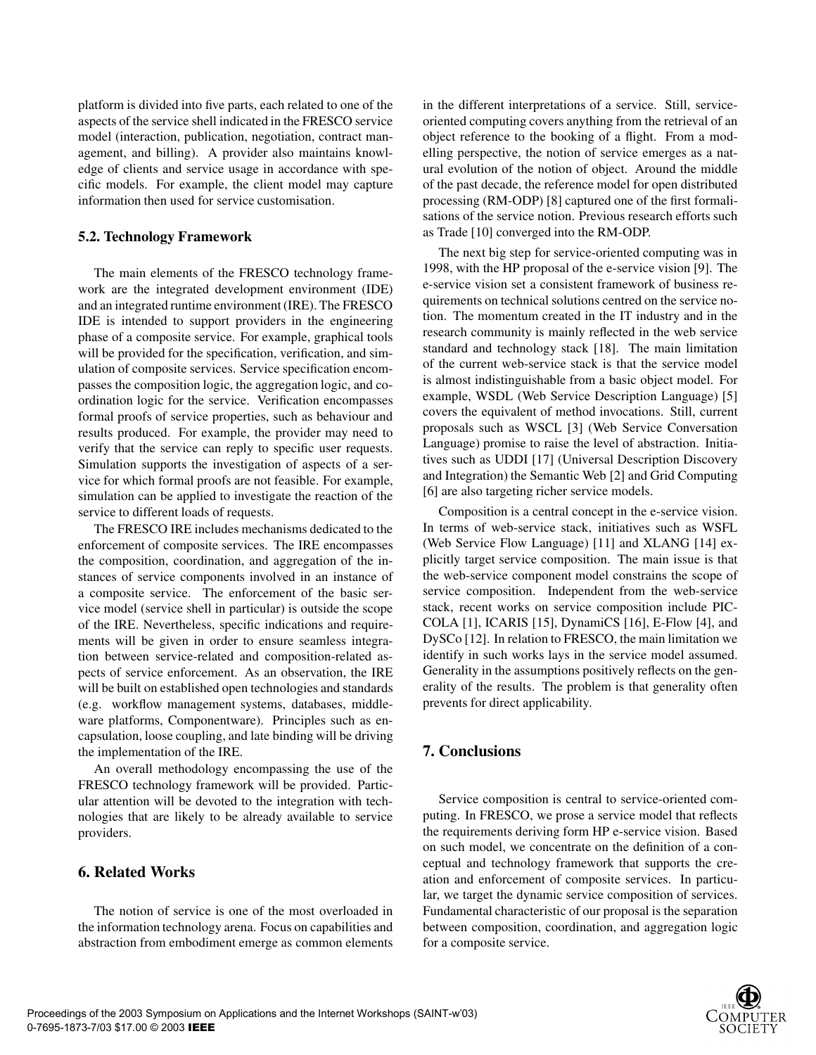platform is divided into five parts, each related to one of the aspects of the service shell indicated in the FRESCO service model (interaction, publication, negotiation, contract management, and billing). A provider also maintains knowledge of clients and service usage in accordance with specific models. For example, the client model may capture information then used for service customisation.

### 5.2. Technology Framework

The main elements of the FRESCO technology framework are the integrated development environment (IDE) and an integrated runtime environment (IRE). The FRESCO IDE is intended to support providers in the engineering phase of a composite service. For example, graphical tools will be provided for the specification, verification, and simulation of composite services. Service specification encompasses the composition logic, the aggregation logic, and coordination logic for the service. Verification encompasses formal proofs of service properties, such as behaviour and results produced. For example, the provider may need to verify that the service can reply to specific user requests. Simulation supports the investigation of aspects of a service for which formal proofs are not feasible. For example, simulation can be applied to investigate the reaction of the service to different loads of requests.

The FRESCO IRE includes mechanisms dedicated to the enforcement of composite services. The IRE encompasses the composition, coordination, and aggregation of the instances of service components involved in an instance of a composite service. The enforcement of the basic service model (service shell in particular) is outside the scope of the IRE. Nevertheless, specific indications and requirements will be given in order to ensure seamless integration between service-related and composition-related aspects of service enforcement. As an observation, the IRE will be built on established open technologies and standards (e.g. workflow management systems, databases, middleware platforms, Componentware). Principles such as encapsulation, loose coupling, and late binding will be driving the implementation of the IRE.

An overall methodology encompassing the use of the FRESCO technology framework will be provided. Particular attention will be devoted to the integration with technologies that are likely to be already available to service providers.

## 6. Related Works

The notion of service is one of the most overloaded in the information technology arena. Focus on capabilities and abstraction from embodiment emerge as common elements in the different interpretations of a service. Still, service-oriented computing covers anything from the retrieval of an object reference to the booking of a flight. From a modelling perspective, the notion of service emerges as a natural evolution of the notion of object. Around the middle of the past decade, the reference model for open distributed processing (RM-ODP) [8] captured one of the first formalisations of the service notion. Previous research efforts such as Trade [10] converged into the RM-ODP.

The next big step for service-oriented computing was in 1998, with the HP proposal of the e-service vision [9]. The e-service vision set a consistent framework of business requirements on technical solutions centred on the service notion. The momentum created in the IT industry and in the research community is mainly reflected in the web service standard and technology stack [18]. The main limitation of the current web-service stack is that the service model is almost indistinguishable from a basic object model. For example, WSDL (Web Service Description Language) [5] covers the equivalent of method invocations. Still, current proposals such as WSCL [3] (Web Service Conversation Language) promise to raise the level of abstraction. Initiatives such as UDDI [17] (Universal Description Discovery and Integration) the Semantic Web [2] and Grid Computing [6] are also targeting richer service models.

Composition is a central concept in the e-service vision. In terms of web-service stack, initiatives such as WSFL (Web Service Flow Language) [11] and XLANG [14] explicitly target service composition. The main issue is that the web-service component model constrains the scope of service composition. Independent from the web-service stack, recent works on service composition include PICCOLA [1], ICARIS [15], DynamiCS [16], E-Flow [4], and DySCo [12]. In relation to FRESCO, the main limitation we identify in such works lays in the service model assumed. Generality in the assumptions positively reflects on the generality of the results. The problem is that generality often prevents for direct applicability.

## 7. Conclusions

Service composition is central to service-oriented computing. In FRESCO, we prose a service model that reflects the requirements deriving form HP e-service vision. Based on such model, we concentrate on the definition of a conceptual and technology framework that supports the creation and enforcement of composite services. In particular, we target the dynamic service composition of services. Fundamental characteristic of our proposal is the separation between composition, coordination, and aggregation logic for a composite service.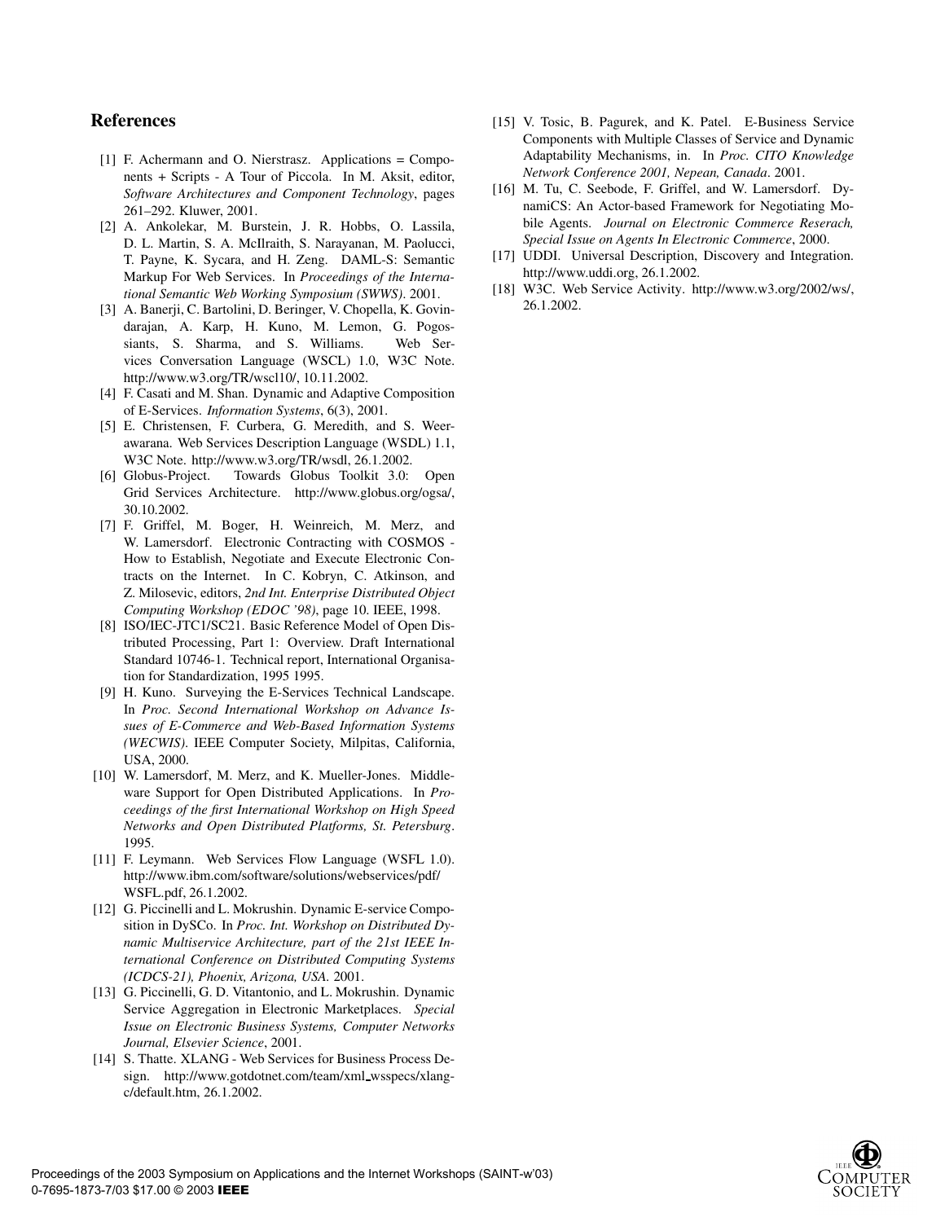## References

[1] F. Achermann and O. Nierstrasz. Applications = Components + Scripts - A Tour of Piccola. In M. Aksit, editor, *Software Architectures and Component Technology*, pages 261–292. Kluwer, 2001.

[2] A. Ankolekar, M. Burstein, J. R. Hobbs, O. Lassila, D. L. Martin, S. A. McIlraith, S. Narayanan, M. Paolucci, T. Payne, K. Sycara, and H. Zeng. DAML-S: Semantic Markup For Web Services. In *Proceedings of the International Semantic Web Working Symposium (SWWS)*. 2001.

[3] A. Banerji, C. Bartolini, D. Beringer, V. Chopella, K. Govindarajan, A. Karp, H. Kuno, M. Lemon, G. Pogossiants, S. Sharma, and S. Williams. Web Services Conversation Language (WSCL) 1.0, W3C Note. http://www.w3.org/TR/wscl10/, 10.11.2002.

[4] F. Casati and M. Shan. Dynamic and Adaptive Composition of E-Services. *Information Systems*, 6(3), 2001.

[5] E. Christensen, F. Curbera, G. Meredith, and S. Weerawarana. Web Services Description Language (WSDL) 1.1, W3C Note. http://www.w3.org/TR/wsdl, 26.1.2002.

[6] Globus-Project. Towards Globus Toolkit 3.0: Open Grid Services Architecture. http://www.globus.org/ogsa/, 30.10.2002.

[7] F. Griffel, M. Boger, H. Weinreich, M. Merz, and W. Lamersdorf. Electronic Contracting with COSMOS - How to Establish, Negotiate and Execute Electronic Contracts on the Internet. In C. Kobryn, C. Atkinson, and Z. Milosevic, editors, *2nd Int. Enterprise Distributed Object Computing Workshop (EDOC '98)*, page 10. IEEE, 1998.

[8] ISO/IEC-JTC1/SC21. Basic Reference Model of Open Distributed Processing, Part 1: Overview. Draft International Standard 10746-1. Technical report, International Organisation for Standardization, 1995 1995.

[9] H. Kuno. Surveying the E-Services Technical Landscape. In *Proc. Second International Workshop on Advance Issues of E-Commerce and Web-Based Information Systems (WECWIS)*. IEEE Computer Society, Milpitas, California, USA, 2000.

[10] W. Lamersdorf, M. Merz, and K. Mueller-Jones. Middleware Support for Open Distributed Applications. In *Proceedings of the first International Workshop on High Speed Networks and Open Distributed Platforms, St. Petersburg*. 1995.

[11] F. Leymann. Web Services Flow Language (WSFL 1.0). http://www.ibm.com/software/solutions/webservices/pdf/WSFL.pdf, 26.1.2002.

[12] G. Piccinelli and L. Mokrushin. Dynamic E-service Composition in DySCo. In *Proc. Int. Workshop on Distributed Dynamic Multiservice Architecture, part of the 21st IEEE International Conference on Distributed Computing Systems (ICDCS-21), Phoenix, Arizona, USA*. 2001.

[13] G. Piccinelli, G. D. Vitantonio, and L. Mokrushin. Dynamic Service Aggregation in Electronic Marketplaces. *Special Issue on Electronic Business Systems, Computer Networks Journal, Elsevier Science*, 2001.

[14] S. Thatte. XLANG - Web Services for Business Process Design. http://www.gotdotnet.com/team/xml_wsspecs/xlang-c/default.htm, 26.1.2002.

[15] V. Tosic, B. Pagurek, and K. Patel. E-Business Service Components with Multiple Classes of Service and Dynamic Adaptability Mechanisms, in. In *Proc. CITO Knowledge Network Conference 2001, Nepean, Canada*. 2001.

[16] M. Tu, C. Seebode, F. Griffel, and W. Lamersdorf. DynamiCS: An Actor-based Framework for Negotiating Mobile Agents. *Journal on Electronic Commerce Reserach, Special Issue on Agents In Electronic Commerce*, 2000.

[17] UDDI. Universal Description, Discovery and Integration. http://www.uddi.org, 26.1.2002.

[18] W3C. Web Service Activity. http://www.w3.org/2002/ws/, 26.1.2002.